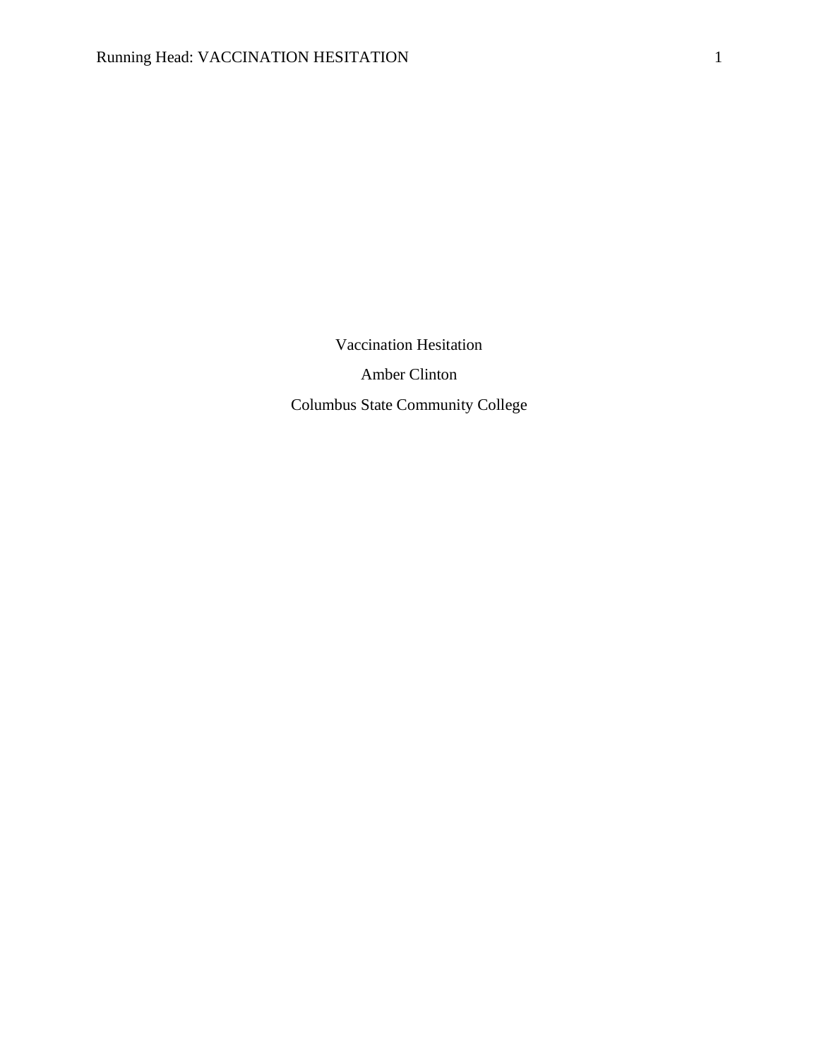Vaccination Hesitation

Amber Clinton

Columbus State Community College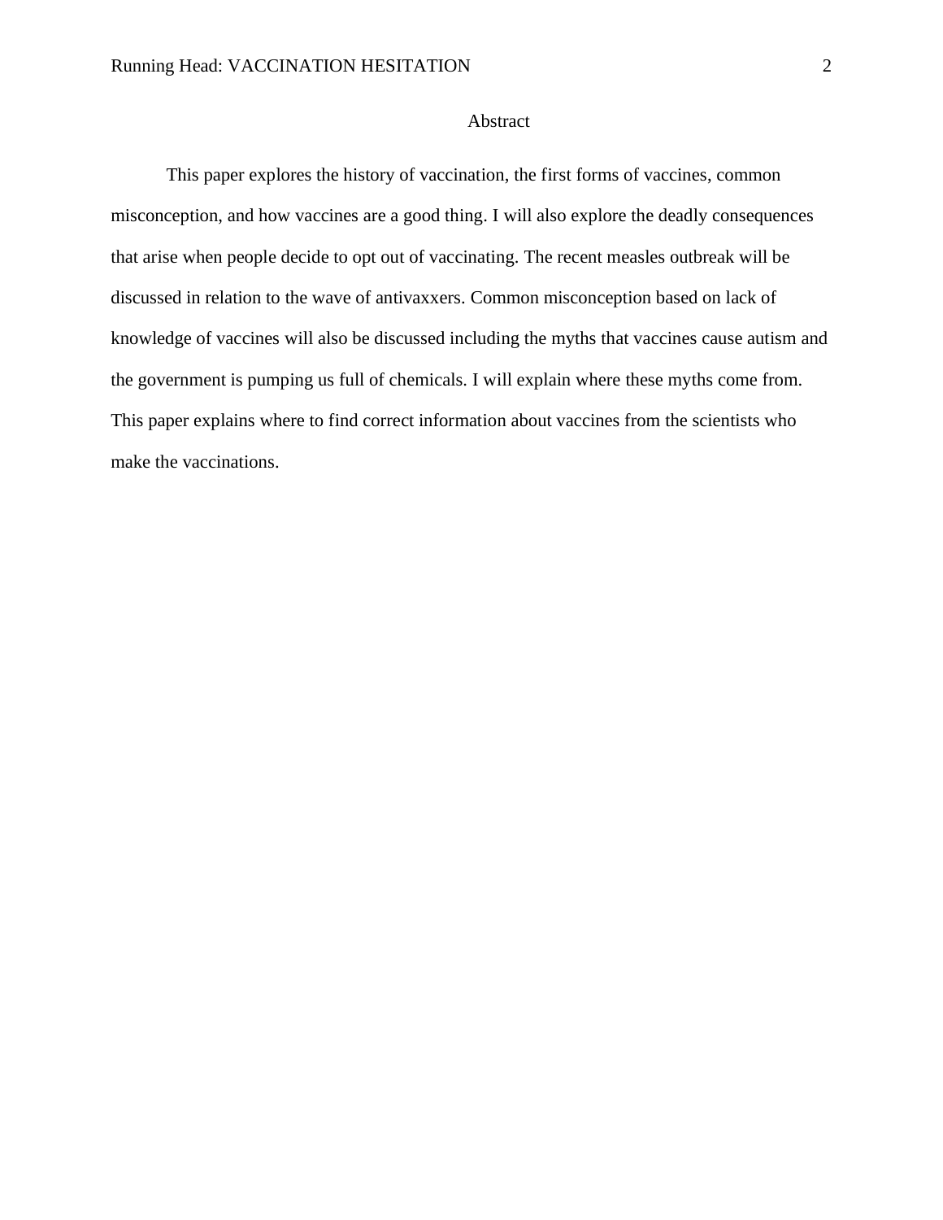# Abstract

This paper explores the history of vaccination, the first forms of vaccines, common misconception, and how vaccines are a good thing. I will also explore the deadly consequences that arise when people decide to opt out of vaccinating. The recent measles outbreak will be discussed in relation to the wave of antivaxxers. Common misconception based on lack of knowledge of vaccines will also be discussed including the myths that vaccines cause autism and the government is pumping us full of chemicals. I will explain where these myths come from. This paper explains where to find correct information about vaccines from the scientists who make the vaccinations.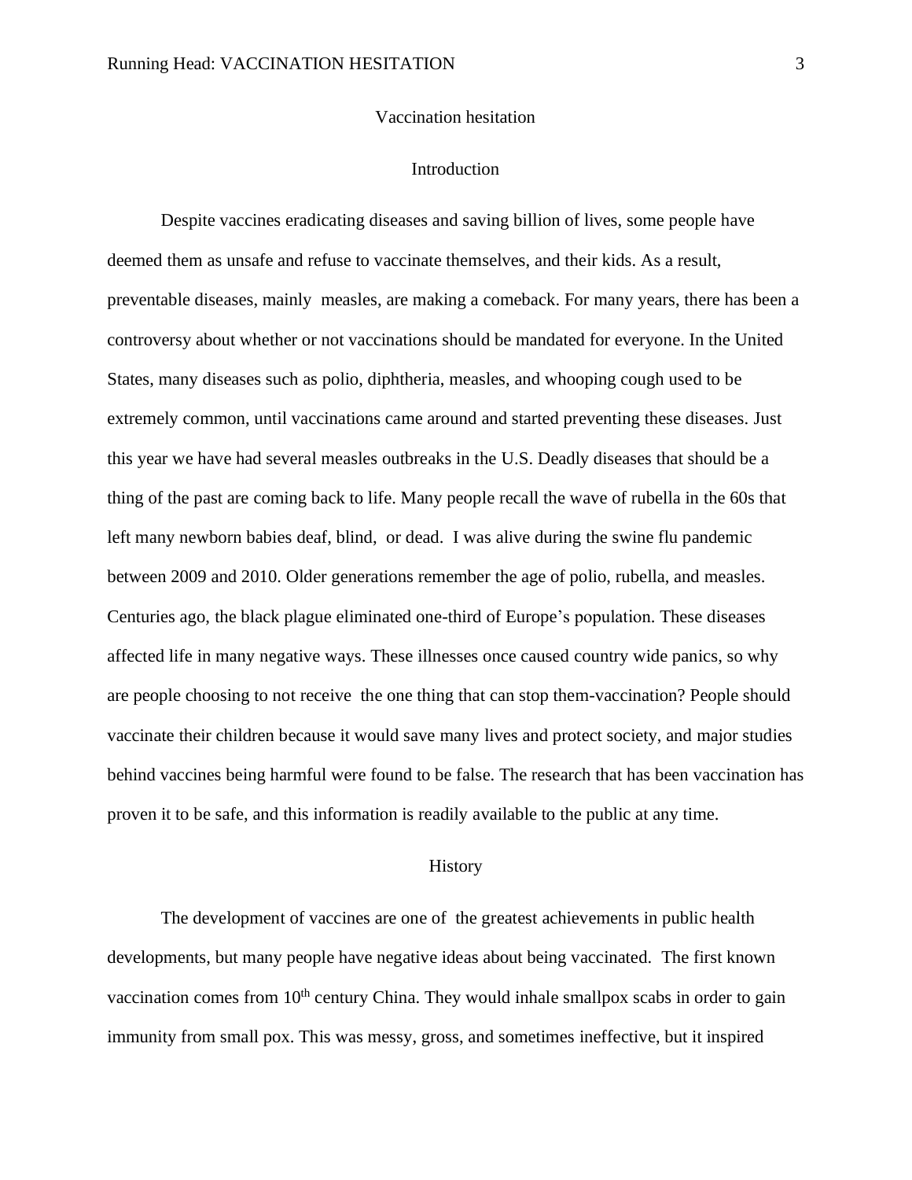# Vaccination hesitation

## Introduction

Despite vaccines eradicating diseases and saving billion of lives, some people have deemed them as unsafe and refuse to vaccinate themselves, and their kids. As a result, preventable diseases, mainly measles, are making a comeback. For many years, there has been a controversy about whether or not vaccinations should be mandated for everyone. In the United States, many diseases such as polio, diphtheria, measles, and whooping cough used to be extremely common, until vaccinations came around and started preventing these diseases. Just this year we have had several measles outbreaks in the U.S. Deadly diseases that should be a thing of the past are coming back to life. Many people recall the wave of rubella in the 60s that left many newborn babies deaf, blind, or dead. I was alive during the swine flu pandemic between 2009 and 2010. Older generations remember the age of polio, rubella, and measles. Centuries ago, the black plague eliminated one-third of Europe's population. These diseases affected life in many negative ways. These illnesses once caused country wide panics, so why are people choosing to not receive the one thing that can stop them-vaccination? People should vaccinate their children because it would save many lives and protect society, and major studies behind vaccines being harmful were found to be false. The research that has been vaccination has proven it to be safe, and this information is readily available to the public at any time.

## History

The development of vaccines are one of the greatest achievements in public health developments, but many people have negative ideas about being vaccinated. The first known vaccination comes from 10th century China. They would inhale smallpox scabs in order to gain immunity from small pox. This was messy, gross, and sometimes ineffective, but it inspired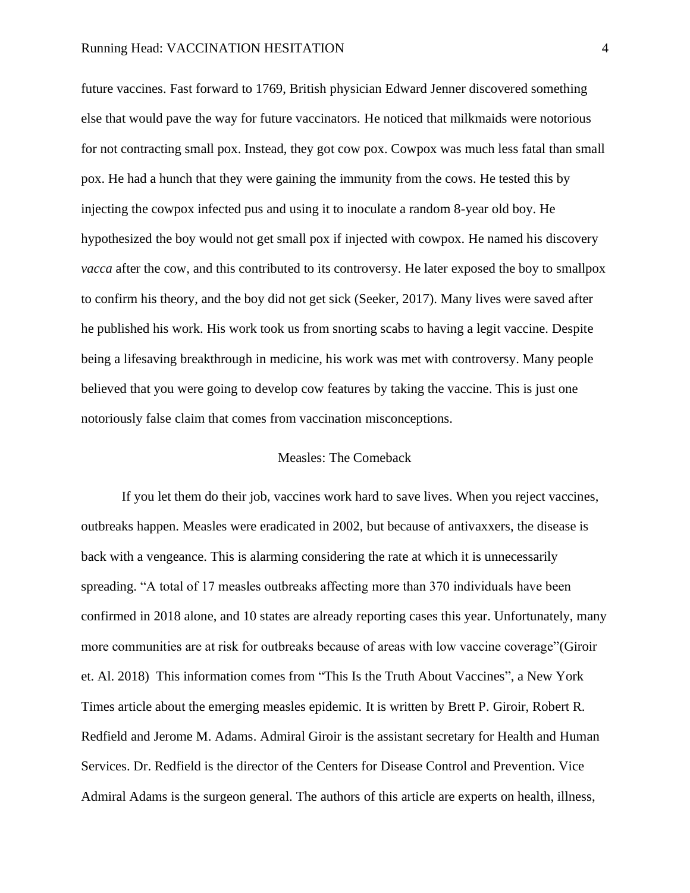future vaccines. Fast forward to 1769, British physician Edward Jenner discovered something else that would pave the way for future vaccinators. He noticed that milkmaids were notorious for not contracting small pox. Instead, they got cow pox. Cowpox was much less fatal than small pox. He had a hunch that they were gaining the immunity from the cows. He tested this by injecting the cowpox infected pus and using it to inoculate a random 8-year old boy. He hypothesized the boy would not get small pox if injected with cowpox. He named his discovery *vacca* after the cow, and this contributed to its controversy. He later exposed the boy to smallpox to confirm his theory, and the boy did not get sick (Seeker, 2017). Many lives were saved after he published his work. His work took us from snorting scabs to having a legit vaccine. Despite being a lifesaving breakthrough in medicine, his work was met with controversy. Many people believed that you were going to develop cow features by taking the vaccine. This is just one notoriously false claim that comes from vaccination misconceptions.

## Measles: The Comeback

If you let them do their job, vaccines work hard to save lives. When you reject vaccines, outbreaks happen. Measles were eradicated in 2002, but because of antivaxxers, the disease is back with a vengeance. This is alarming considering the rate at which it is unnecessarily spreading. "A total of 17 measles outbreaks affecting more than 370 individuals have been confirmed in 2018 alone, and 10 states are already reporting cases this year. Unfortunately, many more communities are at risk for outbreaks because of areas with low vaccine coverage"(Giroir et. Al. 2018) This information comes from "This Is the Truth About Vaccines", a New York Times article about the emerging measles epidemic. It is written by Brett P. Giroir, Robert R. Redfield and Jerome M. Adams. Admiral Giroir is the assistant secretary for Health and Human Services. Dr. Redfield is the director of the Centers for Disease Control and Prevention. Vice Admiral Adams is the surgeon general. The authors of this article are experts on health, illness,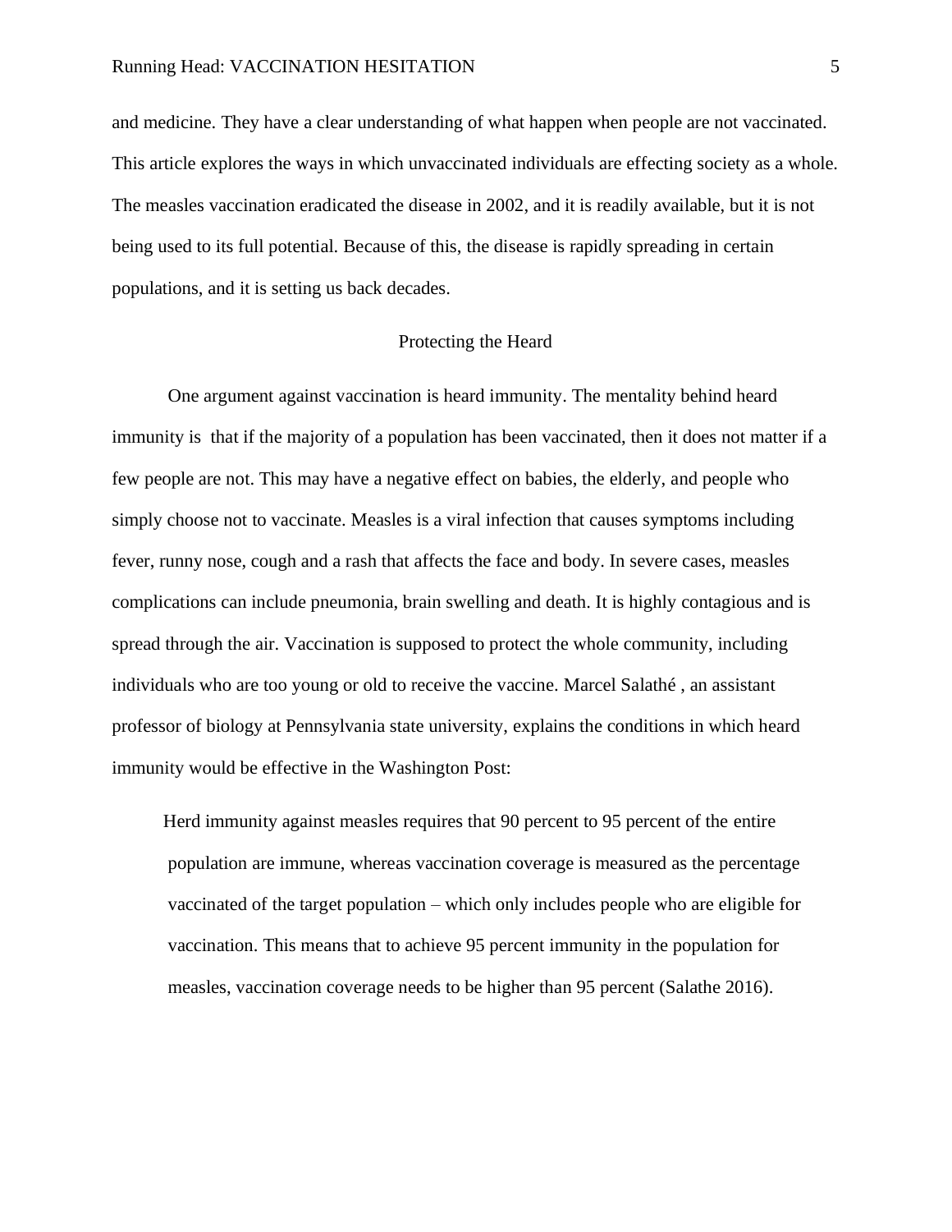and medicine. They have a clear understanding of what happen when people are not vaccinated. This article explores the ways in which unvaccinated individuals are effecting society as a whole. The measles vaccination eradicated the disease in 2002, and it is readily available, but it is not being used to its full potential. Because of this, the disease is rapidly spreading in certain populations, and it is setting us back decades.

## Protecting the Heard

One argument against vaccination is heard immunity. The mentality behind heard immunity is that if the majority of a population has been vaccinated, then it does not matter if a few people are not. This may have a negative effect on babies, the elderly, and people who simply choose not to vaccinate. Measles is a viral infection that causes symptoms including fever, runny nose, cough and a rash that affects the face and body. In severe cases, measles complications can include pneumonia, brain swelling and death. It is highly contagious and is spread through the air. Vaccination is supposed to protect the whole community, including individuals who are too young or old to receive the vaccine. Marcel Salathé , an assistant professor of biology at Pennsylvania state university, explains the conditions in which heard immunity would be effective in the Washington Post:

> Herd immunity against measles requires that 90 percent to 95 percent of the entire population are immune, whereas vaccination coverage is measured as the percentage vaccinated of the target population – which only includes people who are eligible for vaccination. This means that to achieve 95 percent immunity in the population for measles, vaccination coverage needs to be higher than 95 percent (Salathe 2016).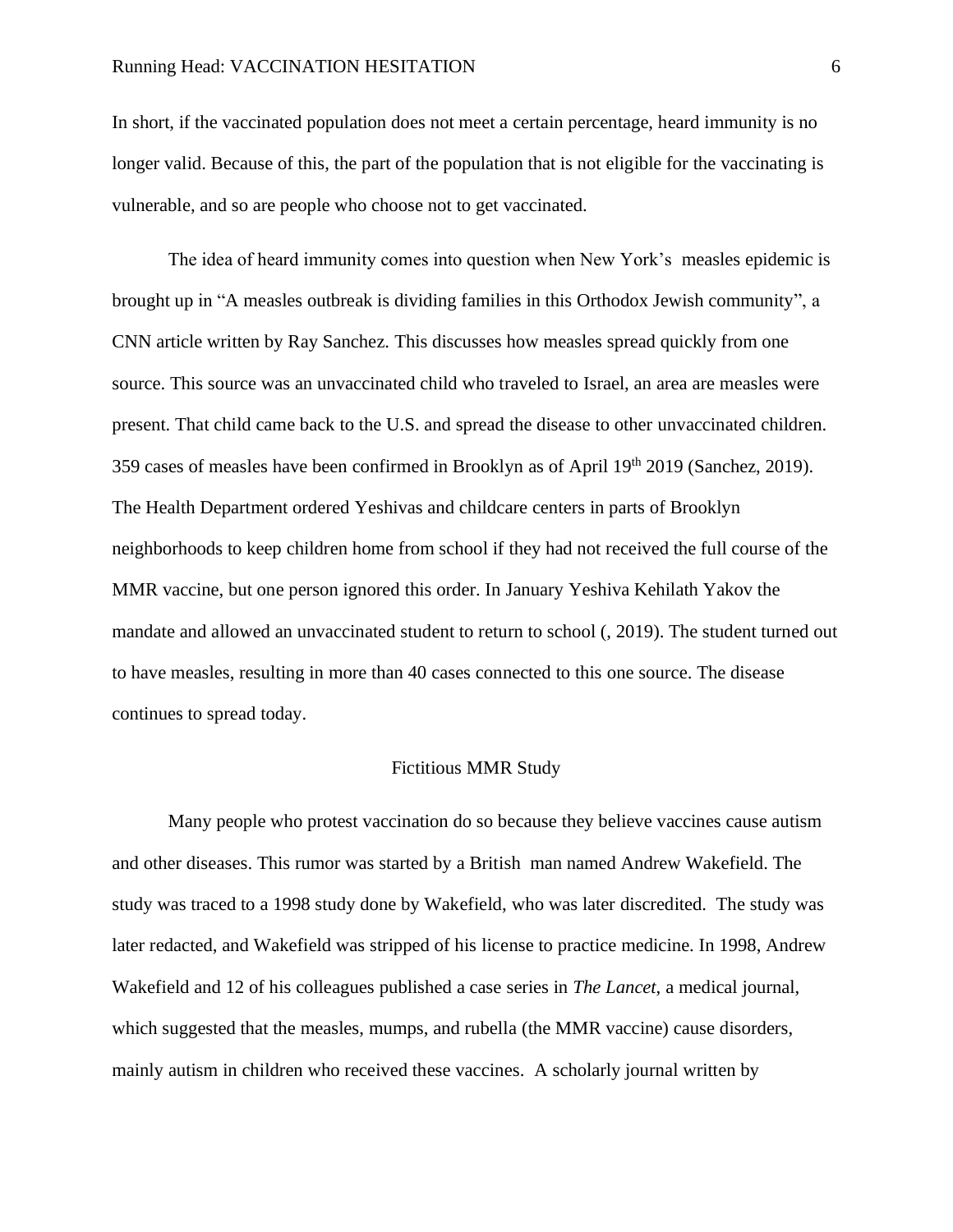In short, if the vaccinated population does not meet a certain percentage, heard immunity is no longer valid. Because of this, the part of the population that is not eligible for the vaccinating is vulnerable, and so are people who choose not to get vaccinated.

The idea of heard immunity comes into question when New York's  measles epidemic is brought up in "A measles outbreak is dividing families in this Orthodox Jewish community", a CNN article written by Ray Sanchez. This discusses how measles spread quickly from one source. This source was an unvaccinated child who traveled to Israel, an area are measles were present. That child came back to the U.S. and spread the disease to other unvaccinated children. 359 cases of measles have been confirmed in Brooklyn as of April 19th 2019 (Sanchez, 2019). The Health Department ordered Yeshivas and childcare centers in parts of Brooklyn neighborhoods to keep children home from school if they had not received the full course of the MMR vaccine, but one person ignored this order. In January Yeshiva Kehilath Yakov the mandate and allowed an unvaccinated student to return to school (, 2019). The student turned out to have measles, resulting in more than 40 cases connected to this one source. The disease continues to spread today.

## Fictitious MMR Study

Many people who protest vaccination do so because they believe vaccines cause autism and other diseases. This rumor was started by a British  man named Andrew Wakefield. The study was traced to a 1998 study done by Wakefield, who was later discredited.  The study was later redacted, and Wakefield was stripped of his license to practice medicine. In 1998, Andrew Wakefield and 12 of his colleagues published a case series in *The Lancet*, a medical journal, which suggested that the measles, mumps, and rubella (the MMR vaccine) cause disorders, mainly autism in children who received these vaccines.  A scholarly journal written by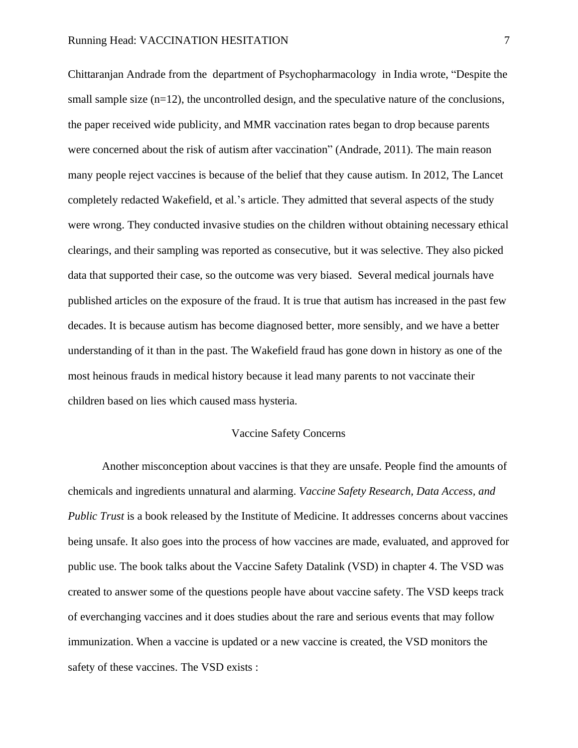Chittaranjan Andrade from the department of Psychopharmacology in India wrote, "Despite the small sample size (n=12), the uncontrolled design, and the speculative nature of the conclusions, the paper received wide publicity, and MMR vaccination rates began to drop because parents were concerned about the risk of autism after vaccination" (Andrade, 2011). The main reason many people reject vaccines is because of the belief that they cause autism. In 2012, The Lancet completely redacted Wakefield, et al.'s article. They admitted that several aspects of the study were wrong. They conducted invasive studies on the children without obtaining necessary ethical clearings, and their sampling was reported as consecutive, but it was selective. They also picked data that supported their case, so the outcome was very biased. Several medical journals have published articles on the exposure of the fraud. It is true that autism has increased in the past few decades. It is because autism has become diagnosed better, more sensibly, and we have a better understanding of it than in the past. The Wakefield fraud has gone down in history as one of the most heinous frauds in medical history because it lead many parents to not vaccinate their children based on lies which caused mass hysteria.

## Vaccine Safety Concerns

Another misconception about vaccines is that they are unsafe. People find the amounts of chemicals and ingredients unnatural and alarming. *Vaccine Safety Research, Data Access, and Public Trust* is a book released by the Institute of Medicine. It addresses concerns about vaccines being unsafe. It also goes into the process of how vaccines are made, evaluated, and approved for public use. The book talks about the Vaccine Safety Datalink (VSD) in chapter 4. The VSD was created to answer some of the questions people have about vaccine safety. The VSD keeps track of everchanging vaccines and it does studies about the rare and serious events that may follow immunization. When a vaccine is updated or a new vaccine is created, the VSD monitors the safety of these vaccines. The VSD exists :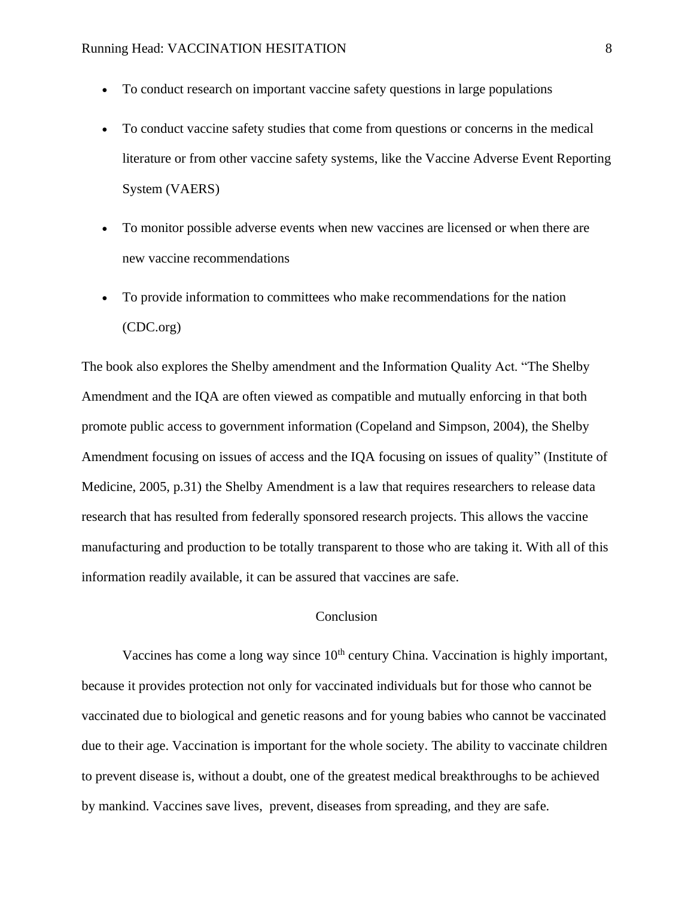- To conduct research on important vaccine safety questions in large populations
- To conduct vaccine safety studies that come from questions or concerns in the medical literature or from other vaccine safety systems, like the Vaccine Adverse Event Reporting System (VAERS)
- To monitor possible adverse events when new vaccines are licensed or when there are new vaccine recommendations
- To provide information to committees who make recommendations for the nation (CDC.org)

The book also explores the Shelby amendment and the Information Quality Act. "The Shelby Amendment and the IQA are often viewed as compatible and mutually enforcing in that both promote public access to government information (Copeland and Simpson, 2004), the Shelby Amendment focusing on issues of access and the IQA focusing on issues of quality" (Institute of Medicine, 2005, p.31) the Shelby Amendment is a law that requires researchers to release data research that has resulted from federally sponsored research projects. This allows the vaccine manufacturing and production to be totally transparent to those who are taking it. With all of this information readily available, it can be assured that vaccines are safe.

## Conclusion

Vaccines has come a long way since 10th century China. Vaccination is highly important, because it provides protection not only for vaccinated individuals but for those who cannot be vaccinated due to biological and genetic reasons and for young babies who cannot be vaccinated due to their age. Vaccination is important for the whole society. The ability to vaccinate children to prevent disease is, without a doubt, one of the greatest medical breakthroughs to be achieved by mankind. Vaccines save lives,  prevent, diseases from spreading, and they are safe.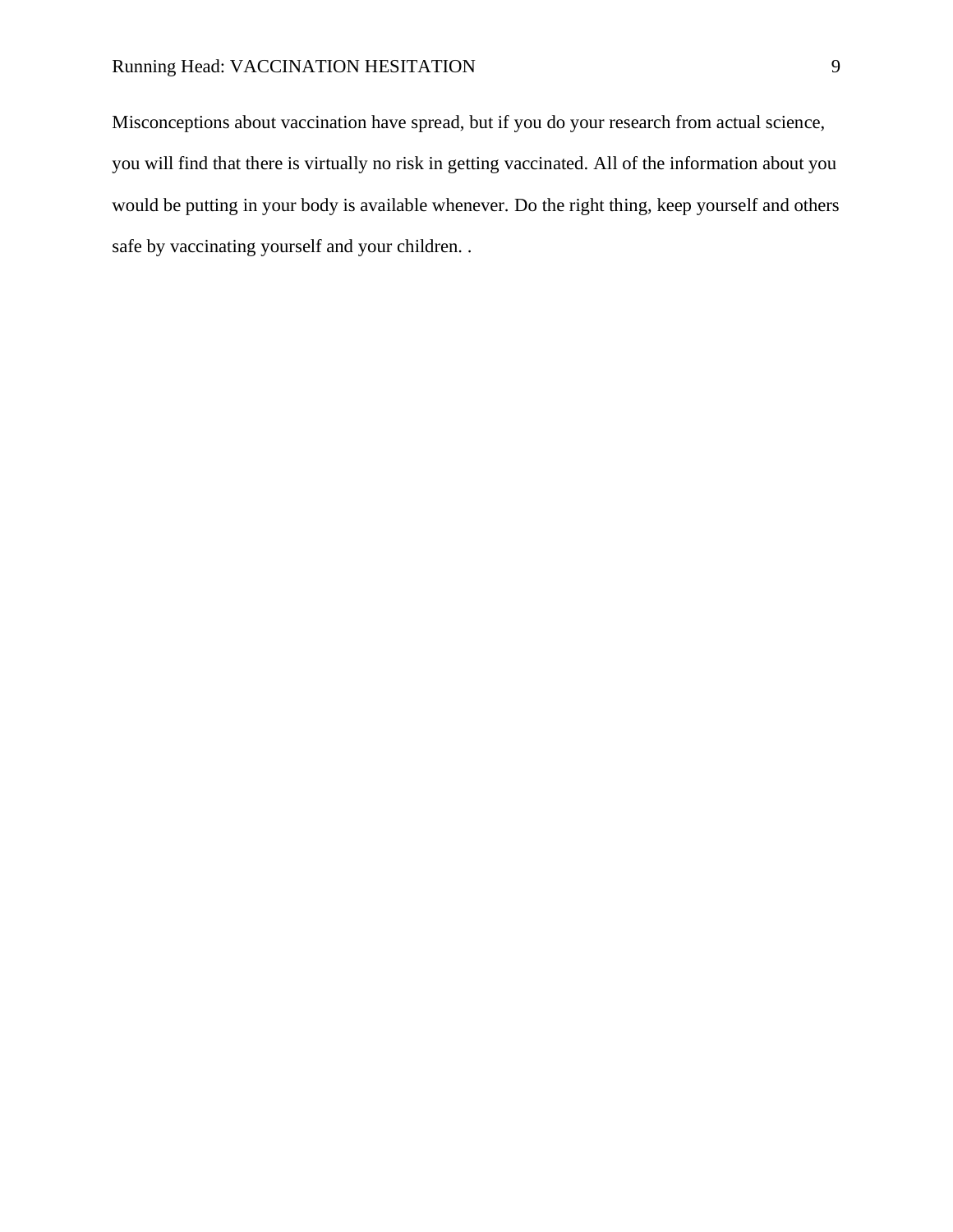Misconceptions about vaccination have spread, but if you do your research from actual science, you will find that there is virtually no risk in getting vaccinated. All of the information about you would be putting in your body is available whenever. Do the right thing, keep yourself and others safe by vaccinating yourself and your children. .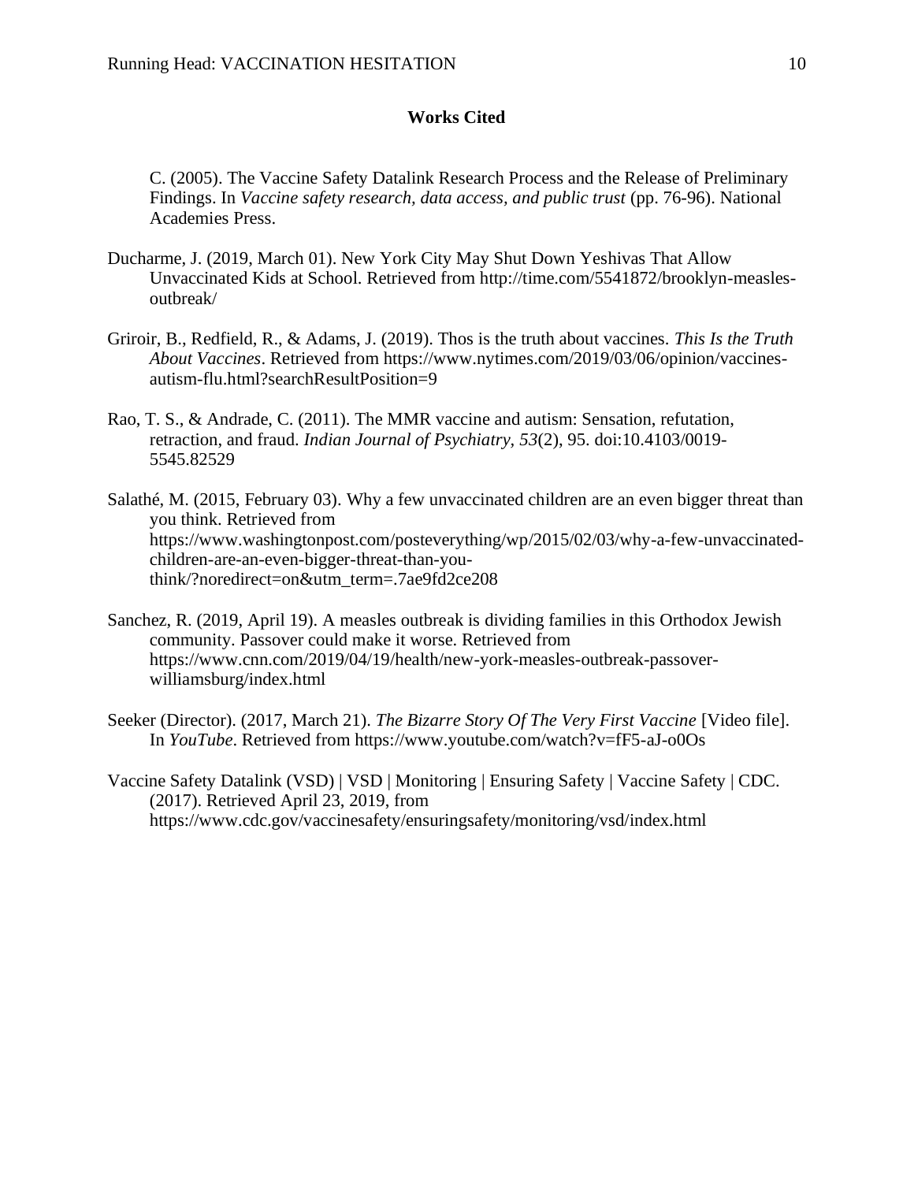**Works Cited**

C. (2005). The Vaccine Safety Datalink Research Process and the Release of Preliminary Findings. In *Vaccine safety research, data access, and public trust* (pp. 76-96). National Academies Press.

Ducharme, J. (2019, March 01). New York City May Shut Down Yeshivas That Allow Unvaccinated Kids at School. Retrieved from http://time.com/5541872/brooklyn-measles-outbreak/

Griroir, B., Redfield, R., & Adams, J. (2019). Thos is the truth about vaccines. *This Is the Truth About Vaccines*. Retrieved from https://www.nytimes.com/2019/03/06/opinion/vaccines-autism-flu.html?searchResultPosition=9

Rao, T. S., & Andrade, C. (2011). The MMR vaccine and autism: Sensation, refutation, retraction, and fraud. *Indian Journal of Psychiatry, 53*(2), 95. doi:10.4103/0019-5545.82529

Salathé, M. (2015, February 03). Why a few unvaccinated children are an even bigger threat than you think. Retrieved from https://www.washingtonpost.com/posteverything/wp/2015/02/03/why-a-few-unvaccinated-children-are-an-even-bigger-threat-than-you-think/?noredirect=on&utm_term=.7ae9fd2ce208

Sanchez, R. (2019, April 19). A measles outbreak is dividing families in this Orthodox Jewish community. Passover could make it worse. Retrieved from https://www.cnn.com/2019/04/19/health/new-york-measles-outbreak-passover-williamsburg/index.html

Seeker (Director). (2017, March 21). *The Bizarre Story Of The Very First Vaccine* [Video file]. In *YouTube*. Retrieved from https://www.youtube.com/watch?v=fF5-aJ-o0Os

Vaccine Safety Datalink (VSD) | VSD | Monitoring | Ensuring Safety | Vaccine Safety | CDC. (2017). Retrieved April 23, 2019, from https://www.cdc.gov/vaccinesafety/ensuringsafety/monitoring/vsd/index.html